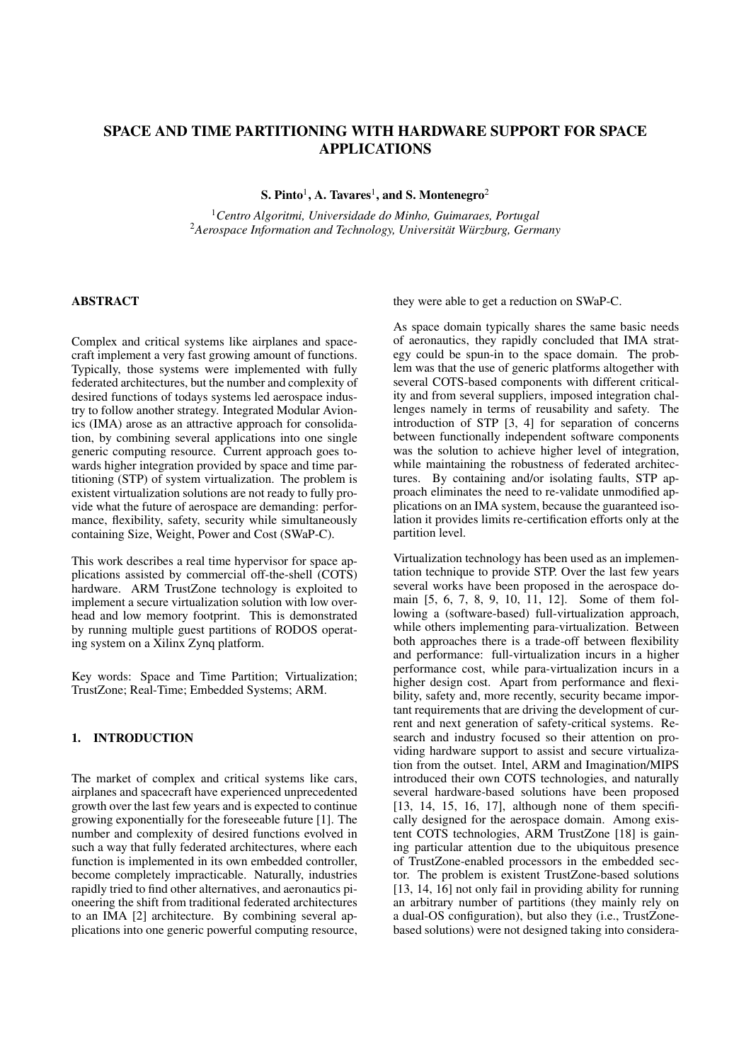# SPACE AND TIME PARTITIONING WITH HARDWARE SUPPORT FOR SPACE APPLICATIONS

**S. Pinto[1], A. Tavares[1], and S. Montenegro[2]**

[1] *Centro Algoritmi, Universidade do Minho, Guimaraes, Portugal*
[2] *Aerospace Information and Technology, Universität Würzburg, Germany*

## ABSTRACT

Complex and critical systems like airplanes and spacecraft implement a very fast growing amount of functions. Typically, those systems were implemented with fully federated architectures, but the number and complexity of desired functions of todays systems led aerospace industry to follow another strategy. Integrated Modular Avionics (IMA) arose as an attractive approach for consolidation, by combining several applications into one single generic computing resource. Current approach goes towards higher integration provided by space and time partitioning (STP) of system virtualization. The problem is existent virtualization solutions are not ready to fully provide what the future of aerospace are demanding: performance, flexibility, safety, security while simultaneously containing Size, Weight, Power and Cost (SWaP-C).

This work describes a real time hypervisor for space applications assisted by commercial off-the-shell (COTS) hardware. ARM TrustZone technology is exploited to implement a secure virtualization solution with low overhead and low memory footprint. This is demonstrated by running multiple guest partitions of RODOS operating system on a Xilinx Zynq platform.

Key words: Space and Time Partition; Virtualization; TrustZone; Real-Time; Embedded Systems; ARM.

## 1. INTRODUCTION

The market of complex and critical systems like cars, airplanes and spacecraft have experienced unprecedented growth over the last few years and is expected to continue growing exponentially for the foreseeable future [1]. The number and complexity of desired functions evolved in such a way that fully federated architectures, where each function is implemented in its own embedded controller, become completely impracticable. Naturally, industries rapidly tried to find other alternatives, and aeronautics pioneering the shift from traditional federated architectures to an IMA [2] architecture. By combining several applications into one generic powerful computing resource, they were able to get a reduction on SWaP-C.

As space domain typically shares the same basic needs of aeronautics, they rapidly concluded that IMA strategy could be spun-in to the space domain. The problem was that the use of generic platforms altogether with several COTS-based components with different criticality and from several suppliers, imposed integration challenges namely in terms of reusability and safety. The introduction of STP [3, 4] for separation of concerns between functionally independent software components was the solution to achieve higher level of integration, while maintaining the robustness of federated architectures. By containing and/or isolating faults, STP approach eliminates the need to re-validate unmodified applications on an IMA system, because the guaranteed isolation it provides limits re-certification efforts only at the partition level.

Virtualization technology has been used as an implementation technique to provide STP. Over the last few years several works have been proposed in the aerospace domain [5, 6, 7, 8, 9, 10, 11, 12]. Some of them following a (software-based) full-virtualization approach, while others implementing para-virtualization. Between both approaches there is a trade-off between flexibility and performance: full-virtualization incurs in a higher performance cost, while para-virtualization incurs in a higher design cost. Apart from performance and flexibility, safety and, more recently, security became important requirements that are driving the development of current and next generation of safety-critical systems. Research and industry focused so their attention on providing hardware support to assist and secure virtualization from the outset. Intel, ARM and Imagination/MIPS introduced their own COTS technologies, and naturally several hardware-based solutions have been proposed [13, 14, 15, 16, 17], although none of them specifically designed for the aerospace domain. Among existent COTS technologies, ARM TrustZone [18] is gaining particular attention due to the ubiquitous presence of TrustZone-enabled processors in the embedded sector. The problem is existent TrustZone-based solutions [13, 14, 16] not only fail in providing ability for running an arbitrary number of partitions (they mainly rely on a dual-OS configuration), but also they (i.e., TrustZone-based solutions) were not designed taking into considera-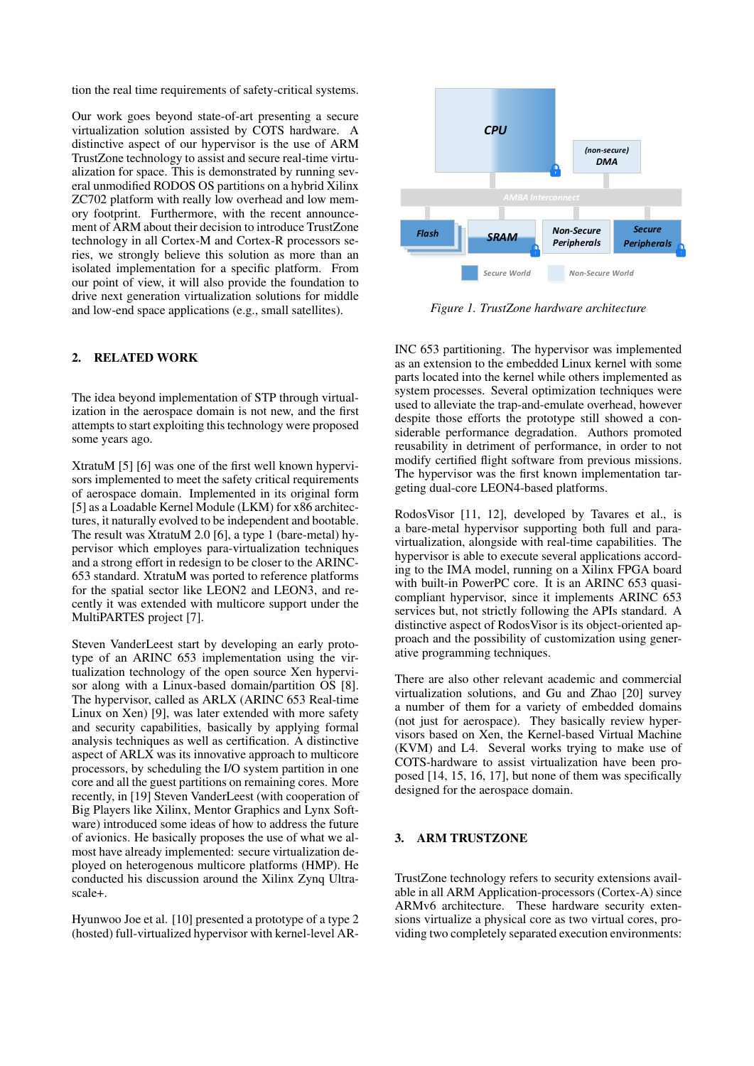tion the real time requirements of safety-critical systems.

Our work goes beyond state-of-art presenting a secure virtualization solution assisted by COTS hardware. A distinctive aspect of our hypervisor is the use of ARM TrustZone technology to assist and secure real-time virtualization for space. This is demonstrated by running several unmodified RODOS OS partitions on a hybrid Xilinx ZC702 platform with really low overhead and low memory footprint. Furthermore, with the recent announcement of ARM about their decision to introduce TrustZone technology in all Cortex-M and Cortex-R processors series, we strongly believe this solution as more than an isolated implementation for a specific platform. From our point of view, it will also provide the foundation to drive next generation virtualization solutions for middle and low-end space applications (e.g., small satellites).

## 2. RELATED WORK

The idea beyond implementation of STP through virtualization in the aerospace domain is not new, and the first attempts to start exploiting this technology were proposed some years ago.

XtratuM [5] [6] was one of the first well known hypervisors implemented to meet the safety critical requirements of aerospace domain. Implemented in its original form [5] as a Loadable Kernel Module (LKM) for x86 architectures, it naturally evolved to be independent and bootable. The result was XtratuM 2.0 [6], a type 1 (bare-metal) hypervisor which employes para-virtualization techniques and a strong effort in redesign to be closer to the ARINC-653 standard. XtratuM was ported to reference platforms for the spatial sector like LEON2 and LEON3, and recently it was extended with multicore support under the MultiPARTES project [7].

Steven VanderLeest start by developing an early prototype of an ARINC 653 implementation using the virtualization technology of the open source Xen hypervisor along with a Linux-based domain/partition OS [8]. The hypervisor, called as ARLX (ARINC 653 Real-time Linux on Xen) [9], was later extended with more safety and security capabilities, basically by applying formal analysis techniques as well as certification. A distinctive aspect of ARLX was its innovative approach to multicore processors, by scheduling the I/O system partition in one core and all the guest partitions on remaining cores. More recently, in [19] Steven VanderLeest (with cooperation of Big Players like Xilinx, Mentor Graphics and Lynx Software) introduced some ideas of how to address the future of avionics. He basically proposes the use of what we almost have already implemented: secure virtualization deployed on heterogenous multicore platforms (HMP). He conducted his discussion around the Xilinx Zynq Ultrascale+.

Hyunwoo Joe et al. [10] presented a prototype of a type 2 (hosted) full-virtualized hypervisor with kernel-level ARINC 653 partitioning. The hypervisor was implemented as an extension to the embedded Linux kernel with some parts located into the kernel while others implemented as system processes. Several optimization techniques were used to alleviate the trap-and-emulate overhead, however despite those efforts the prototype still showed a considerable performance degradation. Authors promoted reusability in detriment of performance, in order to not modify certified flight software from previous missions. The hypervisor was the first known implementation targeting dual-core LEON4-based platforms.

RodosVisor [11, 12], developed by Tavares et al., is a bare-metal hypervisor supporting both full and para-virtualization, alongside with real-time capabilities. The hypervisor is able to execute several applications according to the IMA model, running on a Xilinx FPGA board with built-in PowerPC core. It is an ARINC 653 quasi-compliant hypervisor, since it implements ARINC 653 services but, not strictly following the APIs standard. A distinctive aspect of RodosVisor is its object-oriented approach and the possibility of customization using generative programming techniques.

There are also other relevant academic and commercial virtualization solutions, and Gu and Zhao [20] survey a number of them for a variety of embedded domains (not just for aerospace). They basically review hypervisors based on Xen, the Kernel-based Virtual Machine (KVM) and L4. Several works trying to make use of COTS-hardware to assist virtualization have been proposed [14, 15, 16, 17], but none of them was specifically designed for the aerospace domain.

*Figure 1. TrustZone hardware architecture*

## 3. ARM TRUSTZONE

TrustZone technology refers to security extensions available in all ARM Application-processors (Cortex-A) since ARMv6 architecture. These hardware security extensions virtualize a physical core as two virtual cores, providing two completely separated execution environments: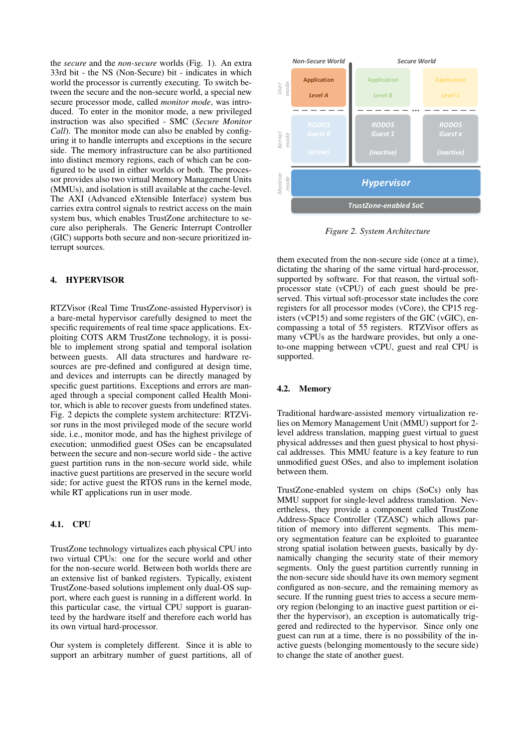the *secure* and the *non-secure* worlds (Fig. 1). An extra 33rd bit - the NS (Non-Secure) bit - indicates in which world the processor is currently executing. To switch between the secure and the non-secure world, a special new secure processor mode, called *monitor mode*, was introduced. To enter in the monitor mode, a new privileged instruction was also specified - SMC (*Secure Monitor Call*). The monitor mode can also be enabled by configuring it to handle interrupts and exceptions in the secure side. The memory infrastructure can be also partitioned into distinct memory regions, each of which can be configured to be used in either worlds or both. The processor provides also two virtual Memory Management Units (MMUs), and isolation is still available at the cache-level. The AXI (Advanced eXtensible Interface) system bus carries extra control signals to restrict access on the main system bus, which enables TrustZone architecture to secure also peripherals. The Generic Interrupt Controller (GIC) supports both secure and non-secure prioritized interrupt sources.

## 4. HYPERVISOR

RTZVisor (Real Time TrustZone-assisted Hypervisor) is a bare-metal hypervisor carefully designed to meet the specific requirements of real time space applications. Exploiting COTS ARM TrustZone technology, it is possible to implement strong spatial and temporal isolation between guests. All data structures and hardware resources are pre-defined and configured at design time, and devices and interrupts can be directly managed by specific guest partitions. Exceptions and errors are managed through a special component called Health Monitor, which is able to recover guests from undefined states. Fig. 2 depicts the complete system architecture: RTZVisor runs in the most privileged mode of the secure world side, i.e., monitor mode, and has the highest privilege of execution; unmodified guest OSes can be encapsulated between the secure and non-secure world side - the active guest partition runs in the non-secure world side, while inactive guest partitions are preserved in the secure world side; for active guest the RTOS runs in the kernel mode, while RT applications run in user mode.

### 4.1. CPU

TrustZone technology virtualizes each physical CPU into two virtual CPUs: one for the secure world and other for the non-secure world. Between both worlds there are an extensive list of banked registers. Typically, existent TrustZone-based solutions implement only dual-OS support, where each guest is running in a different world. In this particular case, the virtual CPU support is guaranteed by the hardware itself and therefore each world has its own virtual hard-processor.

Our system is completely different. Since it is able to support an arbitrary number of guest partitions, all of them executed from the non-secure side (once at a time), dictating the sharing of the same virtual hard-processor, supported by software. For that reason, the virtual soft-processor state (vCPU) of each guest should be preserved. This virtual soft-processor state includes the core registers for all processor modes (vCore), the CP15 registers (vCP15) and some registers of the GIC (vGIC), encompassing a total of 55 registers. RTZVisor offers as many vCPUs as the hardware provides, but only a one-to-one mapping between vCPU, guest and real CPU is supported.

| | Non-Secure World | Secure World | |
|---|---|---|---|
| User mode | Application Level A | Application Level B | Application Level C |
| Kernel mode | RODOS Guest 0 (active) | RODOS Guest 1 (inactive) | RODOS Guest x (inactive) |
| Monitor mode | Hypervisor | | |
| | TrustZone-enabled SoC | | |

*Figure 2. System Architecture*

### 4.2. Memory

Traditional hardware-assisted memory virtualization relies on Memory Management Unit (MMU) support for 2-level address translation, mapping guest virtual to guest physical addresses and then guest physical to host physical addresses. This MMU feature is a key feature to run unmodified guest OSes, and also to implement isolation between them.

TrustZone-enabled system on chips (SoCs) only has MMU support for single-level address translation. Nevertheless, they provide a component called TrustZone Address-Space Controller (TZASC) which allows partition of memory into different segments. This memory segmentation feature can be exploited to guarantee strong spatial isolation between guests, basically by dynamically changing the security state of their memory segments. Only the guest partition currently running in the non-secure side should have its own memory segment configured as non-secure, and the remaining memory as secure. If the running guest tries to access a secure memory region (belonging to an inactive guest partition or either the hypervisor), an exception is automatically triggered and redirected to the hypervisor. Since only one guest can run at a time, there is no possibility of the inactive guests (belonging momentously to the secure side) to change the state of another guest.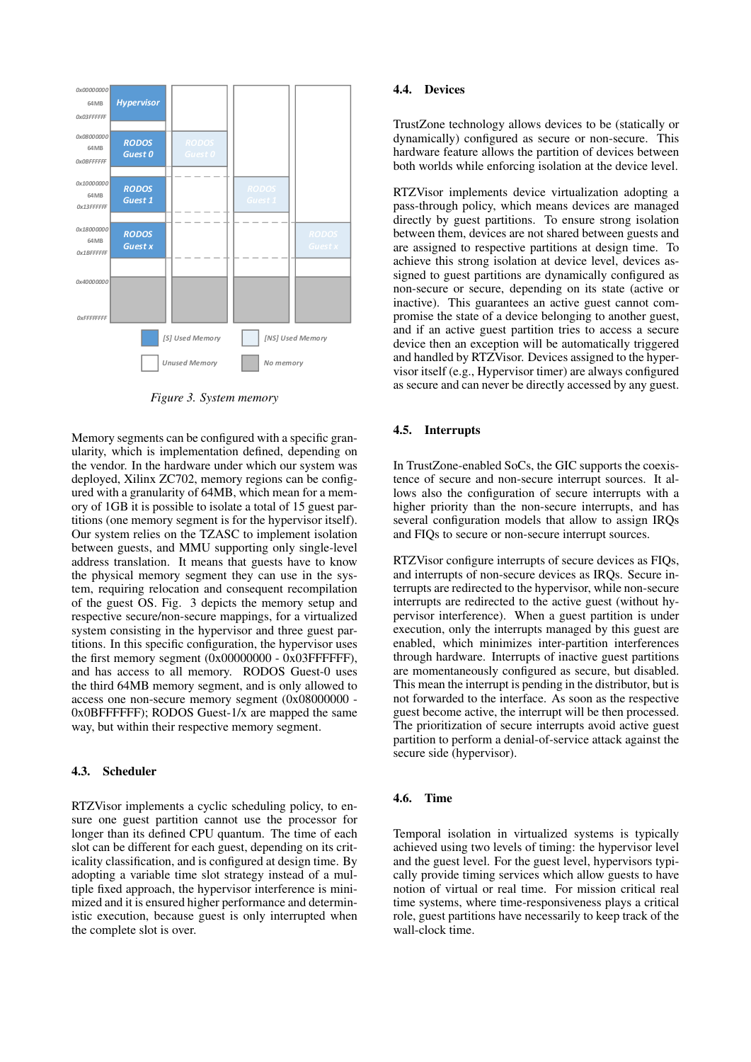Figure 3. System memory

Memory segments can be configured with a specific granularity, which is implementation defined, depending on the vendor. In the hardware under which our system was deployed, Xilinx ZC702, memory regions can be configured with a granularity of 64MB, which mean for a memory of 1GB it is possible to isolate a total of 15 guest partitions (one memory segment is for the hypervisor itself). Our system relies on the TZASC to implement isolation between guests, and MMU supporting only single-level address translation. It means that guests have to know the physical memory segment they can use in the system, requiring relocation and consequent recompilation of the guest OS. Fig. 3 depicts the memory setup and respective secure/non-secure mappings, for a virtualized system consisting in the hypervisor and three guest partitions. In this specific configuration, the hypervisor uses the first memory segment (0x00000000 - 0x03FFFFFF), and has access to all memory. RODOS Guest-0 uses the third 64MB memory segment, and is only allowed to access one non-secure memory segment (0x08000000 - 0x0BFFFFFF); RODOS Guest-1/x are mapped the same way, but within their respective memory segment.

### 4.3. Scheduler

RTZVisor implements a cyclic scheduling policy, to ensure one guest partition cannot use the processor for longer than its defined CPU quantum. The time of each slot can be different for each guest, depending on its criticality classification, and is configured at design time. By adopting a variable time slot strategy instead of a multiple fixed approach, the hypervisor interference is minimized and it is ensured higher performance and deterministic execution, because guest is only interrupted when the complete slot is over.

### 4.4. Devices

TrustZone technology allows devices to be (statically or dynamically) configured as secure or non-secure. This hardware feature allows the partition of devices between both worlds while enforcing isolation at the device level.

RTZVisor implements device virtualization adopting a pass-through policy, which means devices are managed directly by guest partitions. To ensure strong isolation between them, devices are not shared between guests and are assigned to respective partitions at design time. To achieve this strong isolation at device level, devices assigned to guest partitions are dynamically configured as non-secure or secure, depending on its state (active or inactive). This guarantees an active guest cannot compromise the state of a device belonging to another guest, and if an active guest partition tries to access a secure device then an exception will be automatically triggered and handled by RTZVisor. Devices assigned to the hypervisor itself (e.g., Hypervisor timer) are always configured as secure and can never be directly accessed by any guest.

### 4.5. Interrupts

In TrustZone-enabled SoCs, the GIC supports the coexistence of secure and non-secure interrupt sources. It allows also the configuration of secure interrupts with a higher priority than the non-secure interrupts, and has several configuration models that allow to assign IRQs and FIQs to secure or non-secure interrupt sources.

RTZVisor configure interrupts of secure devices as FIQs, and interrupts of non-secure devices as IRQs. Secure interrupts are redirected to the hypervisor, while non-secure interrupts are redirected to the active guest (without hypervisor interference). When a guest partition is under execution, only the interrupts managed by this guest are enabled, which minimizes inter-partition interferences through hardware. Interrupts of inactive guest partitions are momentaneously configured as secure, but disabled. This mean the interrupt is pending in the distributor, but is not forwarded to the interface. As soon as the respective guest become active, the interrupt will be then processed. The prioritization of secure interrupts avoid active guest partition to perform a denial-of-service attack against the secure side (hypervisor).

### 4.6. Time

Temporal isolation in virtualized systems is typically achieved using two levels of timing: the hypervisor level and the guest level. For the guest level, hypervisors typically provide timing services which allow guests to have notion of virtual or real time. For mission critical real time systems, where time-responsiveness plays a critical role, guest partitions have necessarily to keep track of the wall-clock time.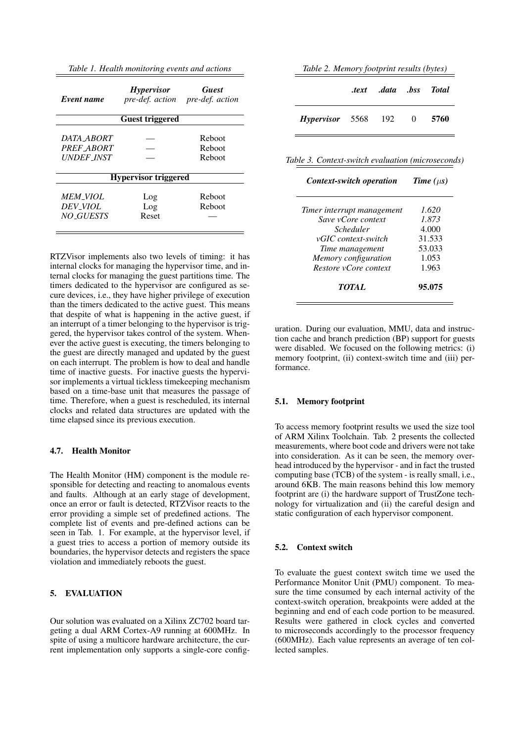*Table 1. Health monitoring events and actions*

| *Event name* | *Hypervisor pre-def. action* | *Guest pre-def. action* |
|---|---|---|
| **Guest triggered** | | |
| *DATA_ABORT* | — | Reboot |
| *PREF_ABORT* | — | Reboot |
| *UNDEF_INST* | — | Reboot |
| **Hypervisor triggered** | | |
| *MEM_VIOL* | Log | Reboot |
| *DEV_VIOL* | Log | Reboot |
| *NO_GUESTS* | Reset | — |

RTZVisor implements also two levels of timing: it has internal clocks for managing the hypervisor time, and internal clocks for managing the guest partitions time. The timers dedicated to the hypervisor are configured as secure devices, i.e., they have higher privilege of execution than the timers dedicated to the active guest. This means that despite of what is happening in the active guest, if an interrupt of a timer belonging to the hypervisor is triggered, the hypervisor takes control of the system. Whenever the active guest is executing, the timers belonging to the guest are directly managed and updated by the guest on each interrupt. The problem is how to deal and handle time of inactive guests. For inactive guests the hypervisor implements a virtual tickless timekeeping mechanism based on a time-base unit that measures the passage of time. Therefore, when a guest is rescheduled, its internal clocks and related data structures are updated with the time elapsed since its previous execution.

### 4.7. Health Monitor

The Health Monitor (HM) component is the module responsible for detecting and reacting to anomalous events and faults. Although at an early stage of development, once an error or fault is detected, RTZVisor reacts to the error providing a simple set of predefined actions. The complete list of events and pre-defined actions can be seen in Tab. 1. For example, at the hypervisor level, if a guest tries to access a portion of memory outside its boundaries, the hypervisor detects and registers the space violation and immediately reboots the guest.

## 5. EVALUATION

Our solution was evaluated on a Xilinx ZC702 board targeting a dual ARM Cortex-A9 running at 600MHz. In spite of using a multicore hardware architecture, the current implementation only supports a single-core configuration. During our evaluation, MMU, data and instruction cache and branch prediction (BP) support for guests were disabled. We focused on the following metrics: (i) memory footprint, (ii) context-switch time and (iii) performance.

*Table 2. Memory footprint results (bytes)*

| | *.text* | *.data* | *.bss* | *Total* |
|---|---|---|---|---|
| ***Hypervisor*** | 5568 | 192 | 0 | **5760** |

*Table 3. Context-switch evaluation (microseconds)*

| *Context-switch operation* | *Time ($\mu s$)* |
|---|---|
| *Timer interrupt management* | *1.620* |
| *Save vCore context* | *1.873* |
| *Scheduler* | 4.000 |
| *vGIC context-switch* | 31.533 |
| *Time management* | 53.033 |
| *Memory configuration* | 1.053 |
| *Restore vCore context* | 1.963 |
| ***TOTAL*** | **95.075** |

### 5.1. Memory footprint

To access memory footprint results we used the size tool of ARM Xilinx Toolchain. Tab. 2 presents the collected measurements, where boot code and drivers were not take into consideration. As it can be seen, the memory overhead introduced by the hypervisor - and in fact the trusted computing base (TCB) of the system - is really small, i.e., around 6KB. The main reasons behind this low memory footprint are (i) the hardware support of TrustZone technology for virtualization and (ii) the careful design and static configuration of each hypervisor component.

### 5.2. Context switch

To evaluate the guest context switch time we used the Performance Monitor Unit (PMU) component. To measure the time consumed by each internal activity of the context-switch operation, breakpoints were added at the beginning and end of each code portion to be measured. Results were gathered in clock cycles and converted to microseconds accordingly to the processor frequency (600MHz). Each value represents an average of ten collected samples.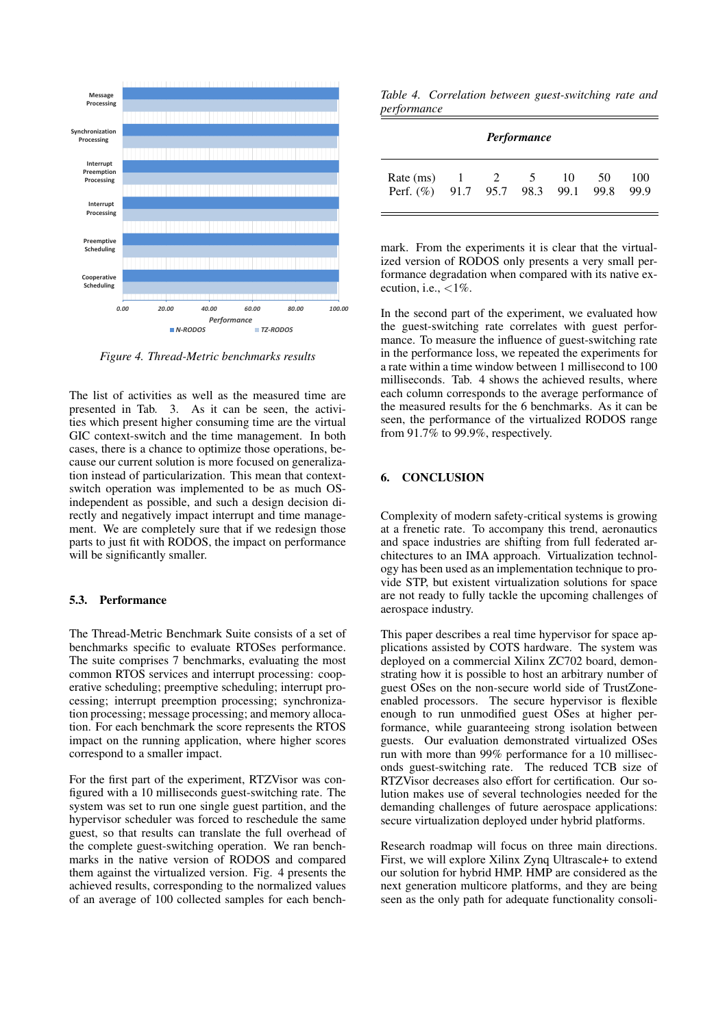Figure 4. Thread-Metric benchmarks results

The list of activities as well as the measured time are presented in Tab. 3. As it can be seen, the activities which present higher consuming time are the virtual GIC context-switch and the time management. In both cases, there is a chance to optimize those operations, because our current solution is more focused on generalization instead of particularization. This mean that context-switch operation was implemented to be as much OS-independent as possible, and such a design decision directly and negatively impact interrupt and time management. We are completely sure that if we redesign those parts to just fit with RODOS, the impact on performance will be significantly smaller.

### 5.3. Performance

The Thread-Metric Benchmark Suite consists of a set of benchmarks specific to evaluate RTOSes performance. The suite comprises 7 benchmarks, evaluating the most common RTOS services and interrupt processing: cooperative scheduling; preemptive scheduling; interrupt processing; interrupt preemption processing; synchronization processing; message processing; and memory allocation. For each benchmark the score represents the RTOS impact on the running application, where higher scores correspond to a smaller impact.

For the first part of the experiment, RTZVisor was configured with a 10 milliseconds guest-switching rate. The system was set to run one single guest partition, and the hypervisor scheduler was forced to reschedule the same guest, so that results can translate the full overhead of the complete guest-switching operation. We ran benchmarks in the native version of RODOS and compared them against the virtualized version. Fig. 4 presents the achieved results, corresponding to the normalized values of an average of 100 collected samples for each benchmark. From the experiments it is clear that the virtualized version of RODOS only presents a very small performance degradation when compared with its native execution, i.e., <1%.

*Table 4. Correlation between guest-switching rate and performance*

| | ***Performance*** | | | | | |
|---|---|---|---|---|---|---|
| Rate (ms) | 1 | 2 | 5 | 10 | 50 | 100 |
| Perf. (%) | 91.7 | 95.7 | 98.3 | 99.1 | 99.8 | 99.9 |

In the second part of the experiment, we evaluated how the guest-switching rate correlates with guest performance. To measure the influence of guest-switching rate in the performance loss, we repeated the experiments for a rate within a time window between 1 millisecond to 100 milliseconds. Tab. 4 shows the achieved results, where each column corresponds to the average performance of the measured results for the 6 benchmarks. As it can be seen, the performance of the virtualized RODOS range from 91.7% to 99.9%, respectively.

## 6. CONCLUSION

Complexity of modern safety-critical systems is growing at a frenetic rate. To accompany this trend, aeronautics and space industries are shifting from full federated architectures to an IMA approach. Virtualization technology has been used as an implementation technique to provide STP, but existent virtualization solutions for space are not ready to fully tackle the upcoming challenges of aerospace industry.

This paper describes a real time hypervisor for space applications assisted by COTS hardware. The system was deployed on a commercial Xilinx ZC702 board, demonstrating how it is possible to host an arbitrary number of guest OSes on the non-secure world side of TrustZone-enabled processors. The secure hypervisor is flexible enough to run unmodified guest OSes at higher performance, while guaranteeing strong isolation between guests. Our evaluation demonstrated virtualized OSes run with more than 99% performance for a 10 milliseconds guest-switching rate. The reduced TCB size of RTZVisor decreases also effort for certification. Our solution makes use of several technologies needed for the demanding challenges of future aerospace applications: secure virtualization deployed under hybrid platforms.

Research roadmap will focus on three main directions. First, we will explore Xilinx Zynq Ultrascale+ to extend our solution for hybrid HMP. HMP are considered as the next generation multicore platforms, and they are being seen as the only path for adequate functionality consoli-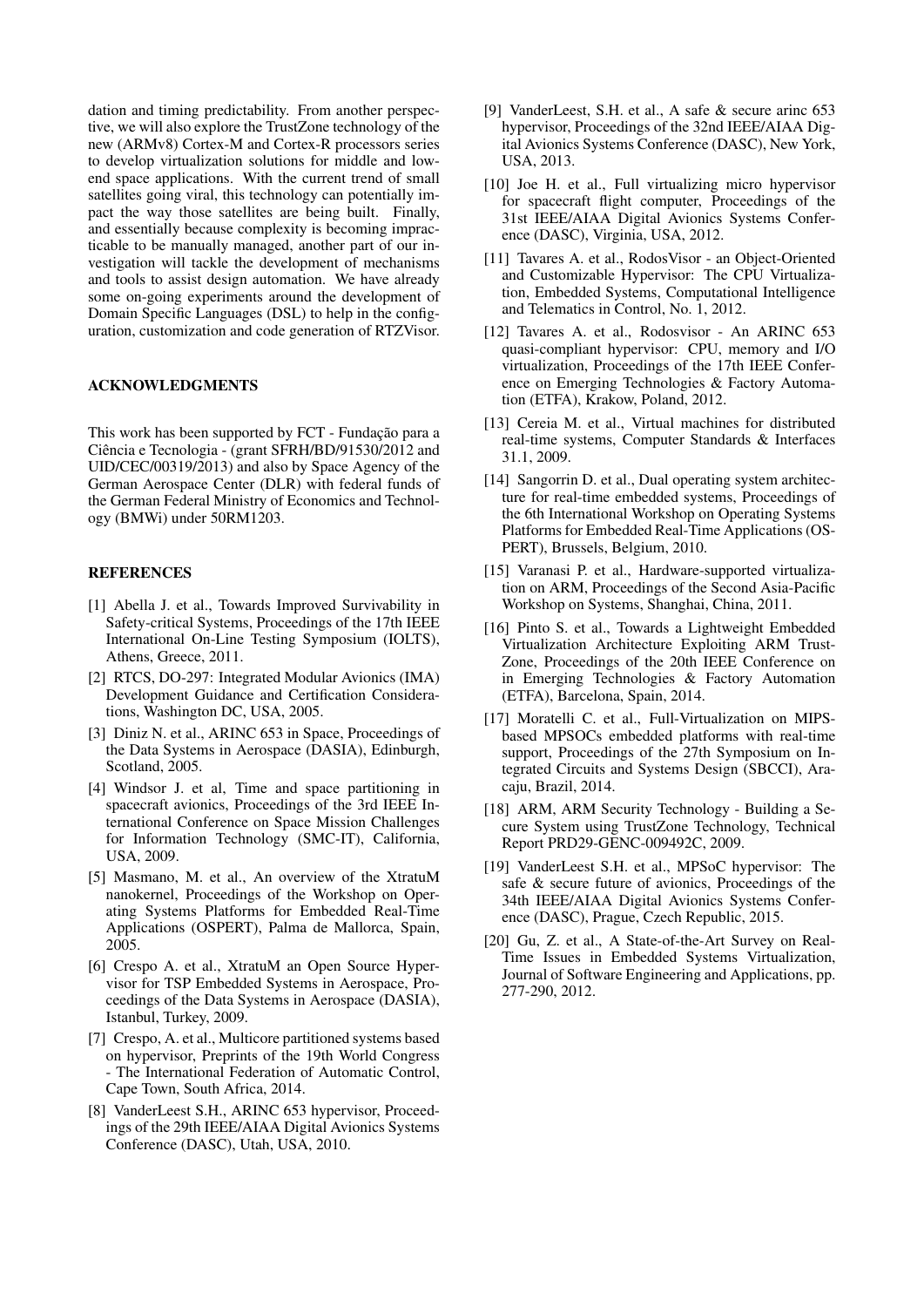dation and timing predictability. From another perspective, we will also explore the TrustZone technology of the new (ARMv8) Cortex-M and Cortex-R processors series to develop virtualization solutions for middle and low-end space applications. With the current trend of small satellites going viral, this technology can potentially impact the way those satellites are being built. Finally, and essentially because complexity is becoming impracticable to be manually managed, another part of our investigation will tackle the development of mechanisms and tools to assist design automation. We have already some on-going experiments around the development of Domain Specific Languages (DSL) to help in the configuration, customization and code generation of RTZVisor.

## ACKNOWLEDGMENTS

This work has been supported by FCT - Fundação para a Ciência e Tecnologia - (grant SFRH/BD/91530/2012 and UID/CEC/00319/2013) and also by Space Agency of the German Aerospace Center (DLR) with federal funds of the German Federal Ministry of Economics and Technology (BMWi) under 50RM1203.

## REFERENCES

[1] Abella J. et al., Towards Improved Survivability in Safety-critical Systems, Proceedings of the 17th IEEE International On-Line Testing Symposium (IOLTS), Athens, Greece, 2011.

[2] RTCS, DO-297: Integrated Modular Avionics (IMA) Development Guidance and Certification Considerations, Washington DC, USA, 2005.

[3] Diniz N. et al., ARINC 653 in Space, Proceedings of the Data Systems in Aerospace (DASIA), Edinburgh, Scotland, 2005.

[4] Windsor J. et al, Time and space partitioning in spacecraft avionics, Proceedings of the 3rd IEEE International Conference on Space Mission Challenges for Information Technology (SMC-IT), California, USA, 2009.

[5] Masmano, M. et al., An overview of the XtratuM nanokernel, Proceedings of the Workshop on Operating Systems Platforms for Embedded Real-Time Applications (OSPERT), Palma de Mallorca, Spain, 2005.

[6] Crespo A. et al., XtratuM an Open Source Hypervisor for TSP Embedded Systems in Aerospace, Proceedings of the Data Systems in Aerospace (DASIA), Istanbul, Turkey, 2009.

[7] Crespo, A. et al., Multicore partitioned systems based on hypervisor, Preprints of the 19th World Congress - The International Federation of Automatic Control, Cape Town, South Africa, 2014.

[8] VanderLeest S.H., ARINC 653 hypervisor, Proceedings of the 29th IEEE/AIAA Digital Avionics Systems Conference (DASC), Utah, USA, 2010.

[9] VanderLeest, S.H. et al., A safe & secure arinc 653 hypervisor, Proceedings of the 32nd IEEE/AIAA Digital Avionics Systems Conference (DASC), New York, USA, 2013.

[10] Joe H. et al., Full virtualizing micro hypervisor for spacecraft flight computer, Proceedings of the 31st IEEE/AIAA Digital Avionics Systems Conference (DASC), Virginia, USA, 2012.

[11] Tavares A. et al., RodosVisor - an Object-Oriented and Customizable Hypervisor: The CPU Virtualization, Embedded Systems, Computational Intelligence and Telematics in Control, No. 1, 2012.

[12] Tavares A. et al., Rodosvisor - An ARINC 653 quasi-compliant hypervisor: CPU, memory and I/O virtualization, Proceedings of the 17th IEEE Conference on Emerging Technologies & Factory Automation (ETFA), Krakow, Poland, 2012.

[13] Cereia M. et al., Virtual machines for distributed real-time systems, Computer Standards & Interfaces 31.1, 2009.

[14] Sangorrin D. et al., Dual operating system architecture for real-time embedded systems, Proceedings of the 6th International Workshop on Operating Systems Platforms for Embedded Real-Time Applications (OSPERT), Brussels, Belgium, 2010.

[15] Varanasi P. et al., Hardware-supported virtualization on ARM, Proceedings of the Second Asia-Pacific Workshop on Systems, Shanghai, China, 2011.

[16] Pinto S. et al., Towards a Lightweight Embedded Virtualization Architecture Exploiting ARM TrustZone, Proceedings of the 20th IEEE Conference on in Emerging Technologies & Factory Automation (ETFA), Barcelona, Spain, 2014.

[17] Moratelli C. et al., Full-Virtualization on MIPS-based MPSOCs embedded platforms with real-time support, Proceedings of the 27th Symposium on Integrated Circuits and Systems Design (SBCCI), Aracaju, Brazil, 2014.

[18] ARM, ARM Security Technology - Building a Secure System using TrustZone Technology, Technical Report PRD29-GENC-009492C, 2009.

[19] VanderLeest S.H. et al., MPSoC hypervisor: The safe & secure future of avionics, Proceedings of the 34th IEEE/AIAA Digital Avionics Systems Conference (DASC), Prague, Czech Republic, 2015.

[20] Gu, Z. et al., A State-of-the-Art Survey on Real-Time Issues in Embedded Systems Virtualization, Journal of Software Engineering and Applications, pp. 277-290, 2012.